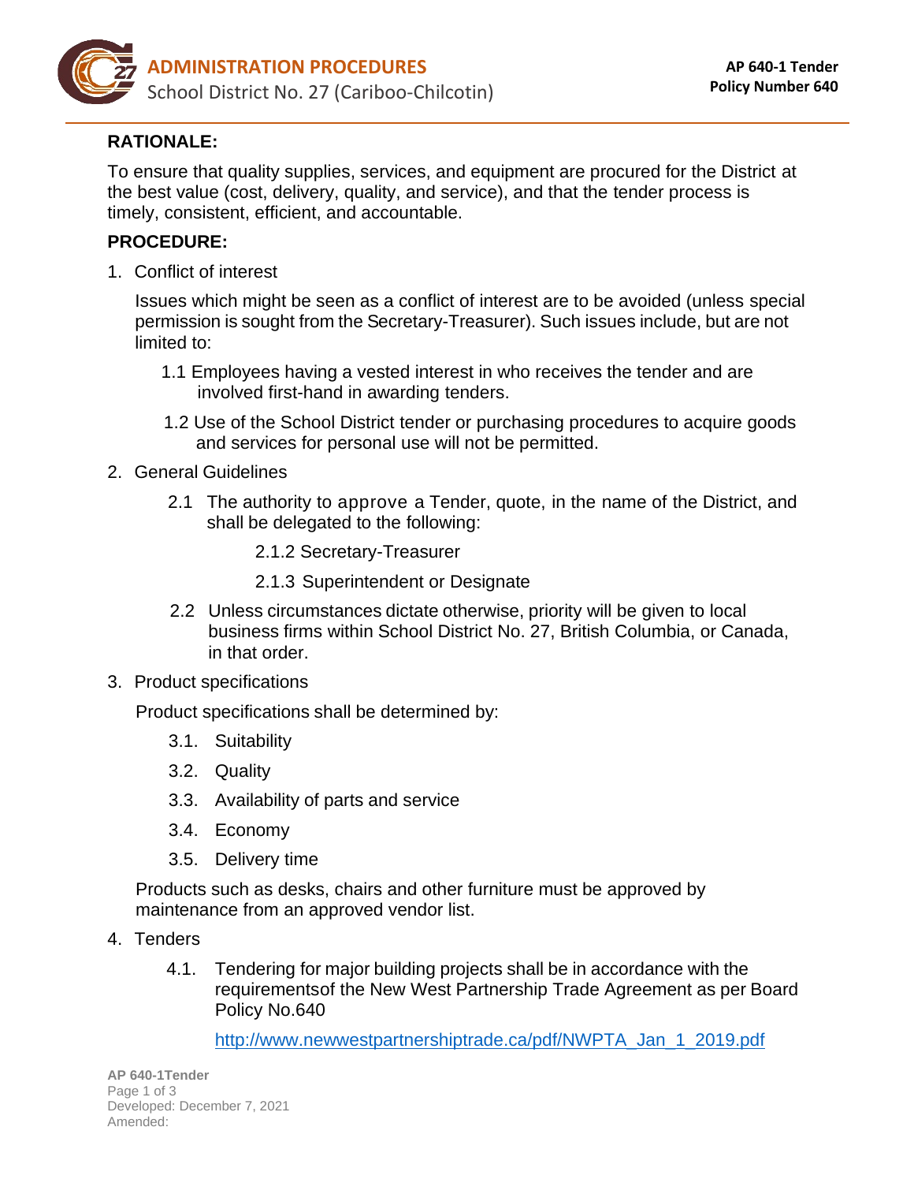# ADMINISTRATION PROCEDURES

School District No. 27 (Cariboo-Chilcotin)

**AP 640-1 Tender**
**Policy Number 640**

## RATIONALE:

To ensure that quality supplies, services, and equipment are procured for the District at the best value (cost, delivery, quality, and service), and that the tender process is timely, consistent, efficient, and accountable.

## PROCEDURE:

1. Conflict of interest

   Issues which might be seen as a conflict of interest are to be avoided (unless special permission is sought from the Secretary-Treasurer). Such issues include, but are not limited to:

   1.1 Employees having a vested interest in who receives the tender and are involved first-hand in awarding tenders.

   1.2 Use of the School District tender or purchasing procedures to acquire goods and services for personal use will not be permitted.

2. General Guidelines

   2.1 The authority to approve a Tender, quote, in the name of the District, and shall be delegated to the following:

      2.1.2 Secretary-Treasurer

      2.1.3 Superintendent or Designate

   2.2 Unless circumstances dictate otherwise, priority will be given to local business firms within School District No. 27, British Columbia, or Canada, in that order.

3. Product specifications

   Product specifications shall be determined by:

   3.1. Suitability

   3.2. Quality

   3.3. Availability of parts and service

   3.4. Economy

   3.5. Delivery time

   Products such as desks, chairs and other furniture must be approved by maintenance from an approved vendor list.

4. Tenders

   4.1. Tendering for major building projects shall be in accordance with the requirementsof the New West Partnership Trade Agreement as per Board Policy No.640

   http://www.newwestpartnershiptrade.ca/pdf/NWPTA_Jan_1_2019.pdf

AP 640-1Tender
Developed: December 7, 2021
Amended: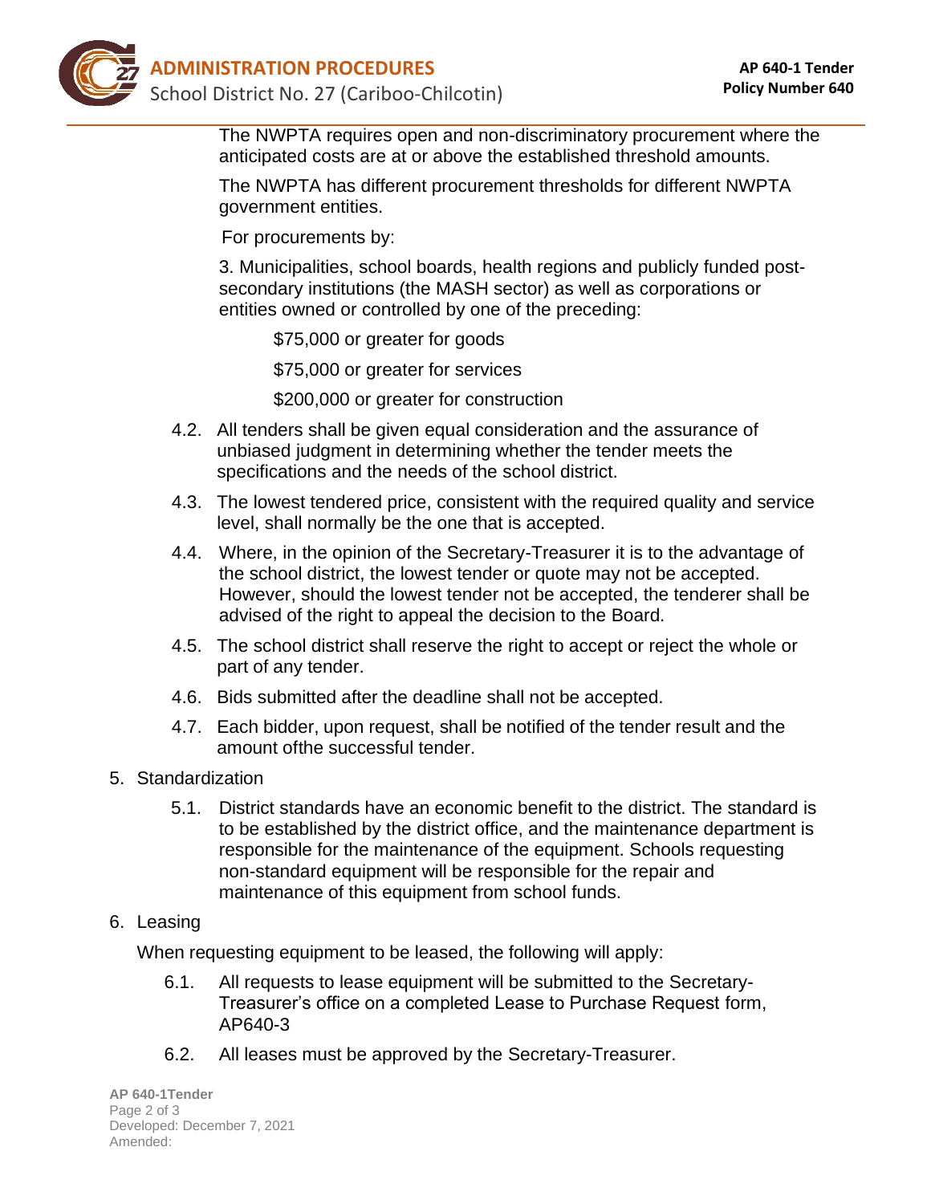The NWPTA requires open and non-discriminatory procurement where the anticipated costs are at or above the established threshold amounts.

The NWPTA has different procurement thresholds for different NWPTA government entities.

For procurements by:

3. Municipalities, school boards, health regions and publicly funded post-secondary institutions (the MASH sector) as well as corporations or entities owned or controlled by one of the preceding:

   $75,000 or greater for goods

   $75,000 or greater for services

   $200,000 or greater for construction

4.2. All tenders shall be given equal consideration and the assurance of unbiased judgment in determining whether the tender meets the specifications and the needs of the school district.

4.3. The lowest tendered price, consistent with the required quality and service level, shall normally be the one that is accepted.

4.4. Where, in the opinion of the Secretary-Treasurer it is to the advantage of the school district, the lowest tender or quote may not be accepted. However, should the lowest tender not be accepted, the tenderer shall be advised of the right to appeal the decision to the Board.

4.5. The school district shall reserve the right to accept or reject the whole or part of any tender.

4.6. Bids submitted after the deadline shall not be accepted.

4.7. Each bidder, upon request, shall be notified of the tender result and the amount ofthe successful tender.

5. Standardization

   5.1. District standards have an economic benefit to the district. The standard is to be established by the district office, and the maintenance department is responsible for the maintenance of the equipment. Schools requesting non-standard equipment will be responsible for the repair and maintenance of this equipment from school funds.

6. Leasing

   When requesting equipment to be leased, the following will apply:

   6.1. All requests to lease equipment will be submitted to the Secretary-Treasurer's office on a completed Lease to Purchase Request form, AP640-3

   6.2. All leases must be approved by the Secretary-Treasurer.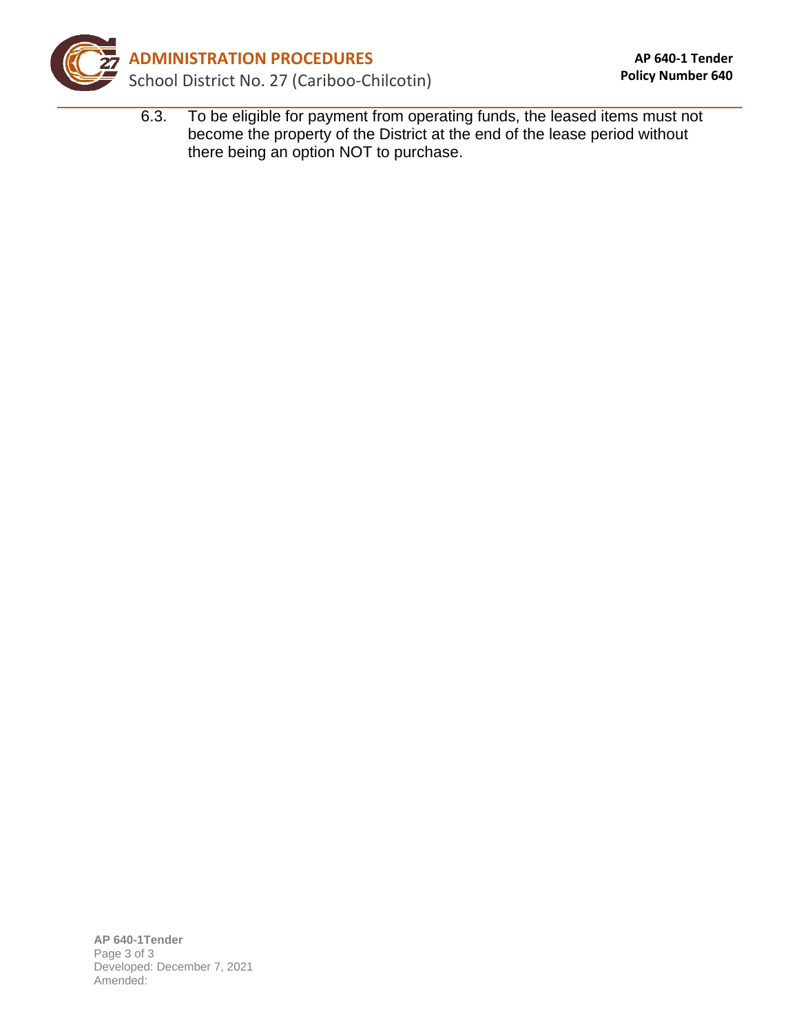6.3. To be eligible for payment from operating funds, the leased items must not become the property of the District at the end of the lease period without there being an option NOT to purchase.